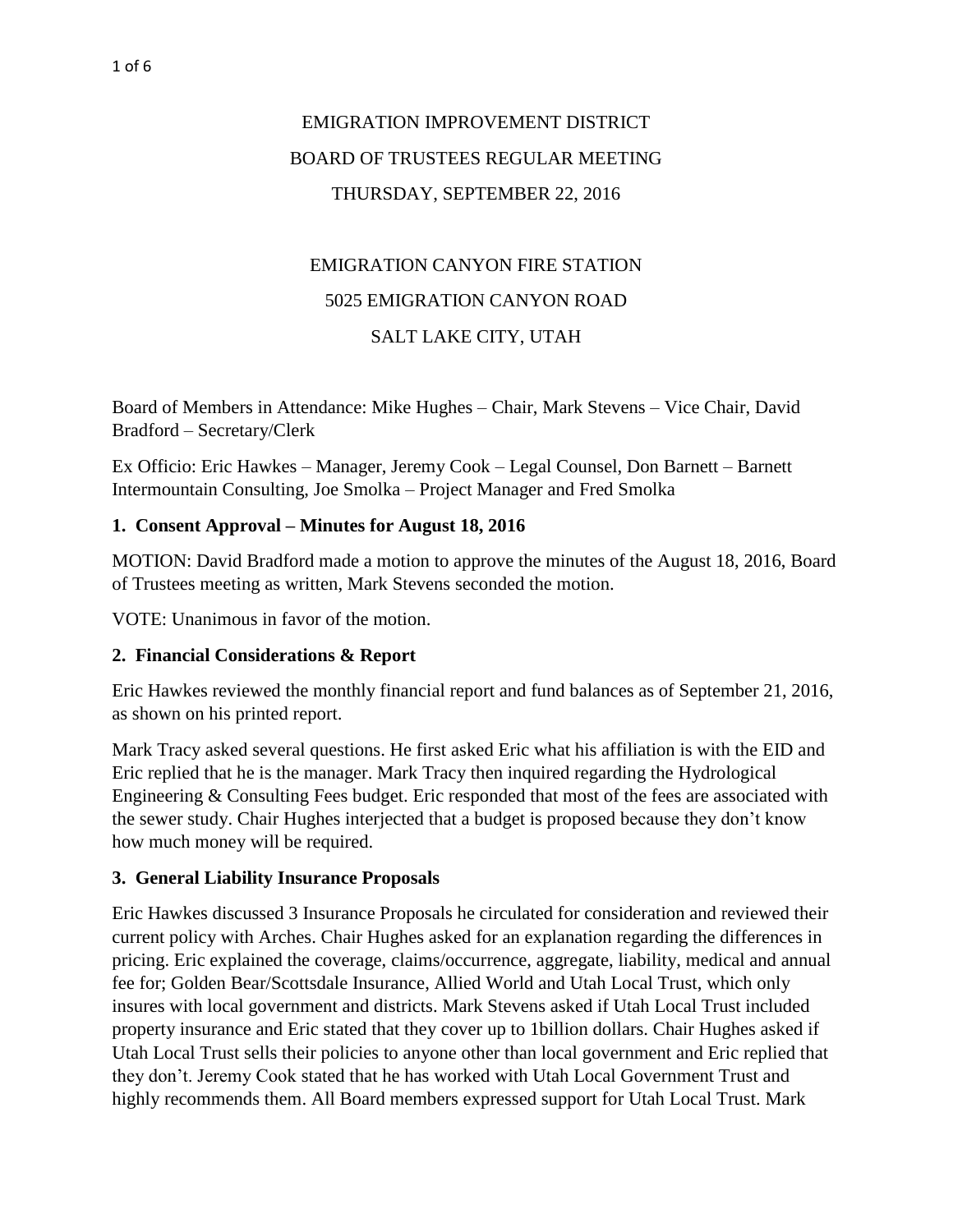# EMIGRATION IMPROVEMENT DISTRICT

## BOARD OF TRUSTEES REGULAR MEETING

## THURSDAY, SEPTEMBER 22, 2016

EMIGRATION CANYON FIRE STATION

5025 EMIGRATION CANYON ROAD

SALT LAKE CITY, UTAH

Board of Members in Attendance: Mike Hughes – Chair, Mark Stevens – Vice Chair, David Bradford – Secretary/Clerk

Ex Officio: Eric Hawkes – Manager, Jeremy Cook – Legal Counsel, Don Barnett – Barnett Intermountain Consulting, Joe Smolka – Project Manager and Fred Smolka

### 1. Consent Approval – Minutes for August 18, 2016

MOTION: David Bradford made a motion to approve the minutes of the August 18, 2016, Board of Trustees meeting as written, Mark Stevens seconded the motion.

VOTE: Unanimous in favor of the motion.

### 2. Financial Considerations & Report

Eric Hawkes reviewed the monthly financial report and fund balances as of September 21, 2016, as shown on his printed report.

Mark Tracy asked several questions. He first asked Eric what his affiliation is with the EID and Eric replied that he is the manager. Mark Tracy then inquired regarding the Hydrological Engineering & Consulting Fees budget. Eric responded that most of the fees are associated with the sewer study. Chair Hughes interjected that a budget is proposed because they don't know how much money will be required.

### 3. General Liability Insurance Proposals

Eric Hawkes discussed 3 Insurance Proposals he circulated for consideration and reviewed their current policy with Arches. Chair Hughes asked for an explanation regarding the differences in pricing. Eric explained the coverage, claims/occurrence, aggregate, liability, medical and annual fee for; Golden Bear/Scottsdale Insurance, Allied World and Utah Local Trust, which only insures with local government and districts. Mark Stevens asked if Utah Local Trust included property insurance and Eric stated that they cover up to 1billion dollars. Chair Hughes asked if Utah Local Trust sells their policies to anyone other than local government and Eric replied that they don't. Jeremy Cook stated that he has worked with Utah Local Government Trust and highly recommends them. All Board members expressed support for Utah Local Trust. Mark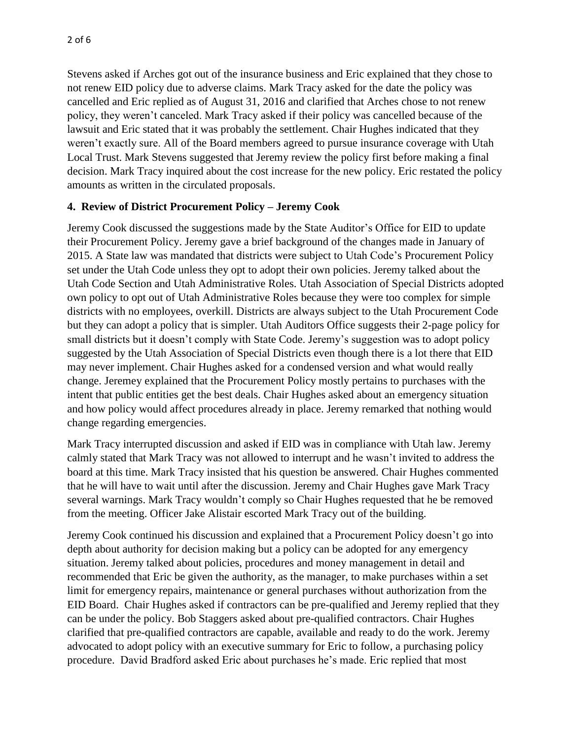Stevens asked if Arches got out of the insurance business and Eric explained that they chose to not renew EID policy due to adverse claims. Mark Tracy asked for the date the policy was cancelled and Eric replied as of August 31, 2016 and clarified that Arches chose to not renew policy, they weren't canceled. Mark Tracy asked if their policy was cancelled because of the lawsuit and Eric stated that it was probably the settlement. Chair Hughes indicated that they weren't exactly sure. All of the Board members agreed to pursue insurance coverage with Utah Local Trust. Mark Stevens suggested that Jeremy review the policy first before making a final decision. Mark Tracy inquired about the cost increase for the new policy. Eric restated the policy amounts as written in the circulated proposals.

**4. Review of District Procurement Policy – Jeremy Cook**

Jeremy Cook discussed the suggestions made by the State Auditor's Office for EID to update their Procurement Policy. Jeremy gave a brief background of the changes made in January of 2015. A State law was mandated that districts were subject to Utah Code's Procurement Policy set under the Utah Code unless they opt to adopt their own policies. Jeremy talked about the Utah Code Section and Utah Administrative Roles. Utah Association of Special Districts adopted own policy to opt out of Utah Administrative Roles because they were too complex for simple districts with no employees, overkill. Districts are always subject to the Utah Procurement Code but they can adopt a policy that is simpler. Utah Auditors Office suggests their 2-page policy for small districts but it doesn't comply with State Code. Jeremy's suggestion was to adopt policy suggested by the Utah Association of Special Districts even though there is a lot there that EID may never implement. Chair Hughes asked for a condensed version and what would really change. Jeremey explained that the Procurement Policy mostly pertains to purchases with the intent that public entities get the best deals. Chair Hughes asked about an emergency situation and how policy would affect procedures already in place. Jeremy remarked that nothing would change regarding emergencies.

Mark Tracy interrupted discussion and asked if EID was in compliance with Utah law. Jeremy calmly stated that Mark Tracy was not allowed to interrupt and he wasn't invited to address the board at this time. Mark Tracy insisted that his question be answered. Chair Hughes commented that he will have to wait until after the discussion. Jeremy and Chair Hughes gave Mark Tracy several warnings. Mark Tracy wouldn't comply so Chair Hughes requested that he be removed from the meeting. Officer Jake Alistair escorted Mark Tracy out of the building.

Jeremy Cook continued his discussion and explained that a Procurement Policy doesn't go into depth about authority for decision making but a policy can be adopted for any emergency situation. Jeremy talked about policies, procedures and money management in detail and recommended that Eric be given the authority, as the manager, to make purchases within a set limit for emergency repairs, maintenance or general purchases without authorization from the EID Board. Chair Hughes asked if contractors can be pre-qualified and Jeremy replied that they can be under the policy. Bob Staggers asked about pre-qualified contractors. Chair Hughes clarified that pre-qualified contractors are capable, available and ready to do the work. Jeremy advocated to adopt policy with an executive summary for Eric to follow, a purchasing policy procedure. David Bradford asked Eric about purchases he's made. Eric replied that most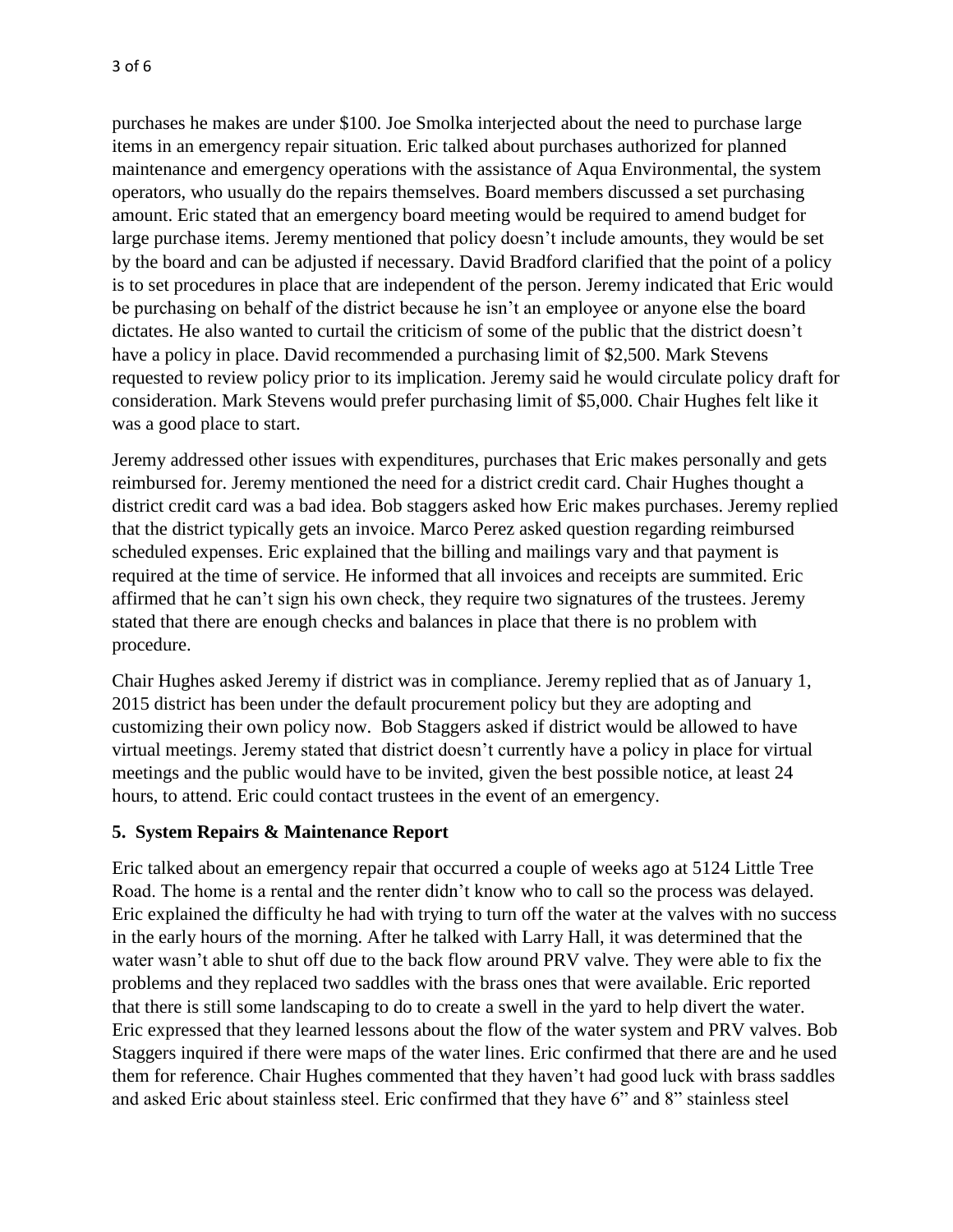purchases he makes are under $100. Joe Smolka interjected about the need to purchase large items in an emergency repair situation. Eric talked about purchases authorized for planned maintenance and emergency operations with the assistance of Aqua Environmental, the system operators, who usually do the repairs themselves. Board members discussed a set purchasing amount. Eric stated that an emergency board meeting would be required to amend budget for large purchase items. Jeremy mentioned that policy doesn't include amounts, they would be set by the board and can be adjusted if necessary. David Bradford clarified that the point of a policy is to set procedures in place that are independent of the person. Jeremy indicated that Eric would be purchasing on behalf of the district because he isn't an employee or anyone else the board dictates. He also wanted to curtail the criticism of some of the public that the district doesn't have a policy in place. David recommended a purchasing limit of $2,500. Mark Stevens requested to review policy prior to its implication. Jeremy said he would circulate policy draft for consideration. Mark Stevens would prefer purchasing limit of $5,000. Chair Hughes felt like it was a good place to start.

Jeremy addressed other issues with expenditures, purchases that Eric makes personally and gets reimbursed for. Jeremy mentioned the need for a district credit card. Chair Hughes thought a district credit card was a bad idea. Bob staggers asked how Eric makes purchases. Jeremy replied that the district typically gets an invoice. Marco Perez asked question regarding reimbursed scheduled expenses. Eric explained that the billing and mailings vary and that payment is required at the time of service. He informed that all invoices and receipts are summited. Eric affirmed that he can't sign his own check, they require two signatures of the trustees. Jeremy stated that there are enough checks and balances in place that there is no problem with procedure.

Chair Hughes asked Jeremy if district was in compliance. Jeremy replied that as of January 1, 2015 district has been under the default procurement policy but they are adopting and customizing their own policy now. Bob Staggers asked if district would be allowed to have virtual meetings. Jeremy stated that district doesn't currently have a policy in place for virtual meetings and the public would have to be invited, given the best possible notice, at least 24 hours, to attend. Eric could contact trustees in the event of an emergency.

**5. System Repairs & Maintenance Report**

Eric talked about an emergency repair that occurred a couple of weeks ago at 5124 Little Tree Road. The home is a rental and the renter didn't know who to call so the process was delayed. Eric explained the difficulty he had with trying to turn off the water at the valves with no success in the early hours of the morning. After he talked with Larry Hall, it was determined that the water wasn't able to shut off due to the back flow around PRV valve. They were able to fix the problems and they replaced two saddles with the brass ones that were available. Eric reported that there is still some landscaping to do to create a swell in the yard to help divert the water. Eric expressed that they learned lessons about the flow of the water system and PRV valves. Bob Staggers inquired if there were maps of the water lines. Eric confirmed that there are and he used them for reference. Chair Hughes commented that they haven't had good luck with brass saddles and asked Eric about stainless steel. Eric confirmed that they have 6" and 8" stainless steel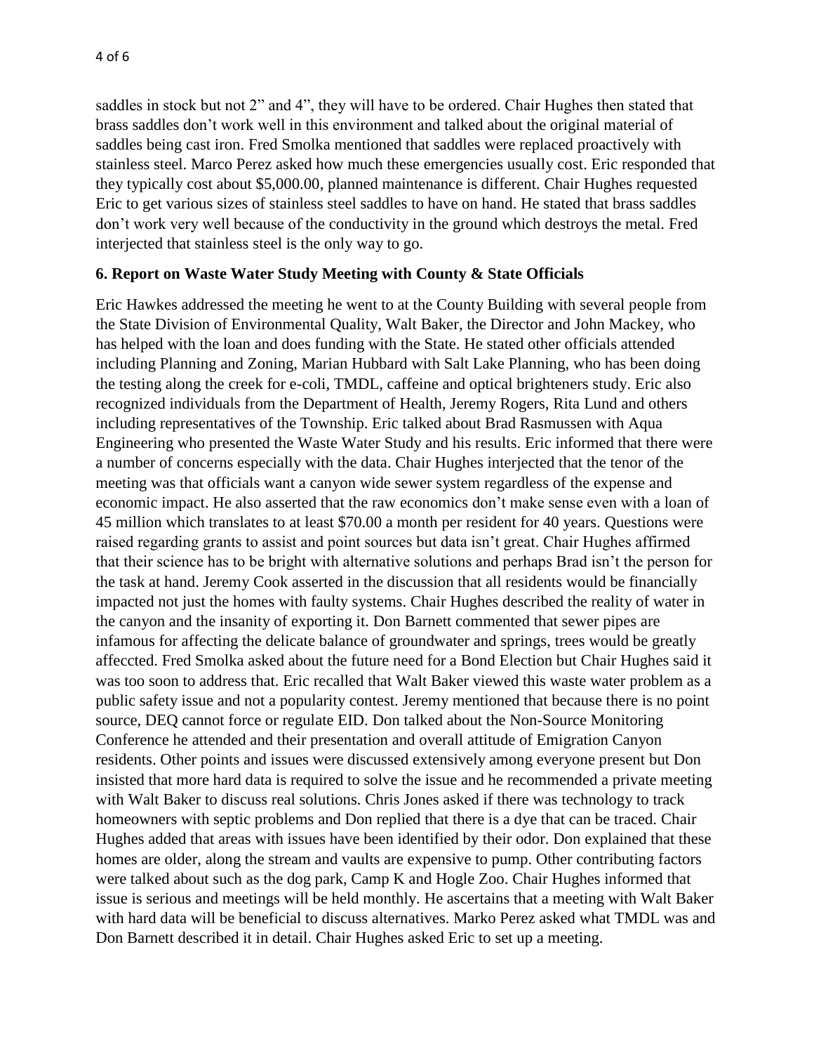saddles in stock but not 2" and 4", they will have to be ordered. Chair Hughes then stated that brass saddles don't work well in this environment and talked about the original material of saddles being cast iron. Fred Smolka mentioned that saddles were replaced proactively with stainless steel. Marco Perez asked how much these emergencies usually cost. Eric responded that they typically cost about $5,000.00, planned maintenance is different. Chair Hughes requested Eric to get various sizes of stainless steel saddles to have on hand. He stated that brass saddles don't work very well because of the conductivity in the ground which destroys the metal. Fred interjected that stainless steel is the only way to go.

### 6. Report on Waste Water Study Meeting with County & State Officials

Eric Hawkes addressed the meeting he went to at the County Building with several people from the State Division of Environmental Quality, Walt Baker, the Director and John Mackey, who has helped with the loan and does funding with the State. He stated other officials attended including Planning and Zoning, Marian Hubbard with Salt Lake Planning, who has been doing the testing along the creek for e-coli, TMDL, caffeine and optical brighteners study. Eric also recognized individuals from the Department of Health, Jeremy Rogers, Rita Lund and others including representatives of the Township. Eric talked about Brad Rasmussen with Aqua Engineering who presented the Waste Water Study and his results. Eric informed that there were a number of concerns especially with the data. Chair Hughes interjected that the tenor of the meeting was that officials want a canyon wide sewer system regardless of the expense and economic impact. He also asserted that the raw economics don't make sense even with a loan of 45 million which translates to at least $70.00 a month per resident for 40 years. Questions were raised regarding grants to assist and point sources but data isn't great. Chair Hughes affirmed that their science has to be bright with alternative solutions and perhaps Brad isn't the person for the task at hand. Jeremy Cook asserted in the discussion that all residents would be financially impacted not just the homes with faulty systems. Chair Hughes described the reality of water in the canyon and the insanity of exporting it. Don Barnett commented that sewer pipes are infamous for affecting the delicate balance of groundwater and springs, trees would be greatly affeccted. Fred Smolka asked about the future need for a Bond Election but Chair Hughes said it was too soon to address that. Eric recalled that Walt Baker viewed this waste water problem as a public safety issue and not a popularity contest. Jeremy mentioned that because there is no point source, DEQ cannot force or regulate EID. Don talked about the Non-Source Monitoring Conference he attended and their presentation and overall attitude of Emigration Canyon residents. Other points and issues were discussed extensively among everyone present but Don insisted that more hard data is required to solve the issue and he recommended a private meeting with Walt Baker to discuss real solutions. Chris Jones asked if there was technology to track homeowners with septic problems and Don replied that there is a dye that can be traced. Chair Hughes added that areas with issues have been identified by their odor. Don explained that these homes are older, along the stream and vaults are expensive to pump. Other contributing factors were talked about such as the dog park, Camp K and Hogle Zoo. Chair Hughes informed that issue is serious and meetings will be held monthly. He ascertains that a meeting with Walt Baker with hard data will be beneficial to discuss alternatives. Marko Perez asked what TMDL was and Don Barnett described it in detail. Chair Hughes asked Eric to set up a meeting.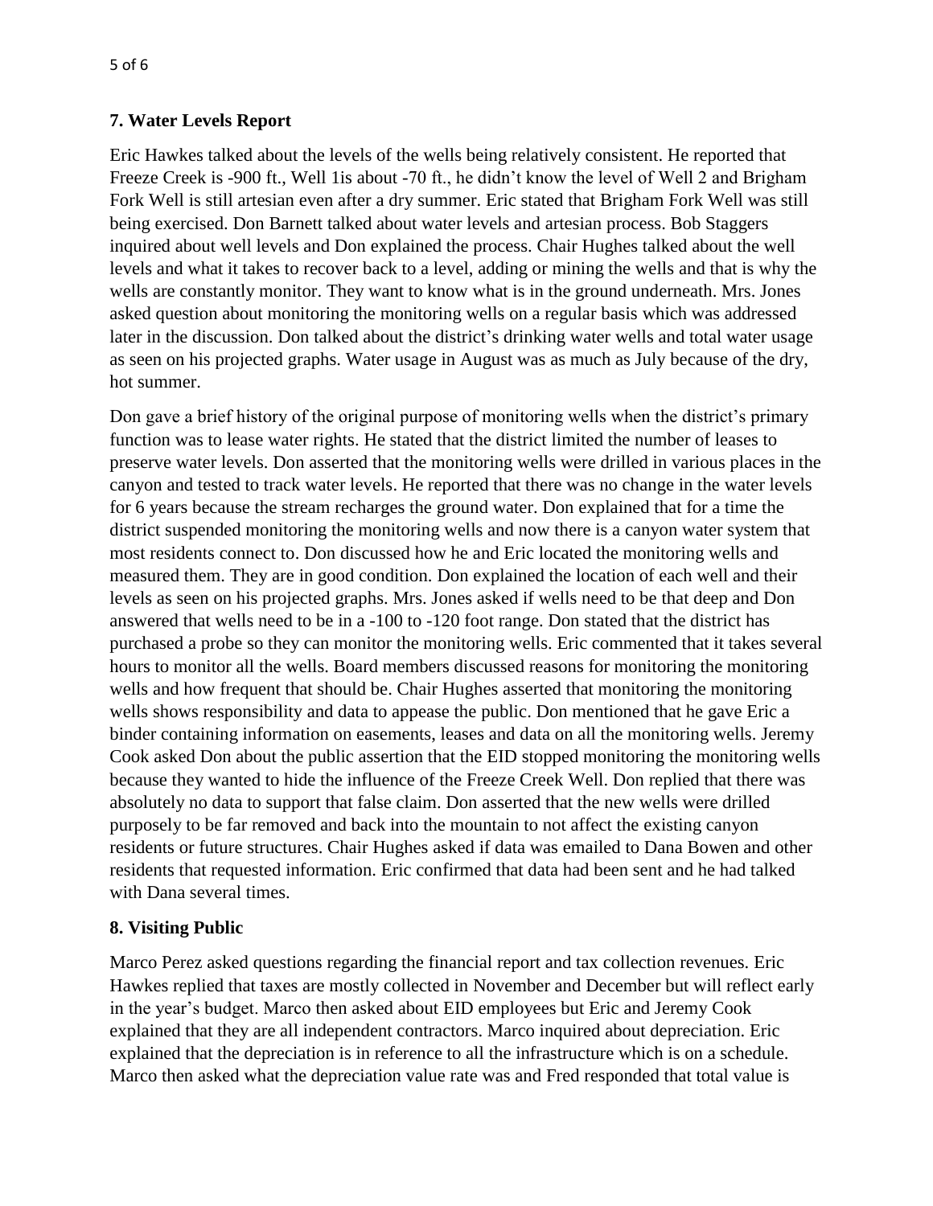## 7. Water Levels Report

Eric Hawkes talked about the levels of the wells being relatively consistent. He reported that Freeze Creek is -900 ft., Well 1is about -70 ft., he didn't know the level of Well 2 and Brigham Fork Well is still artesian even after a dry summer. Eric stated that Brigham Fork Well was still being exercised. Don Barnett talked about water levels and artesian process. Bob Staggers inquired about well levels and Don explained the process. Chair Hughes talked about the well levels and what it takes to recover back to a level, adding or mining the wells and that is why the wells are constantly monitor. They want to know what is in the ground underneath. Mrs. Jones asked question about monitoring the monitoring wells on a regular basis which was addressed later in the discussion. Don talked about the district's drinking water wells and total water usage as seen on his projected graphs. Water usage in August was as much as July because of the dry, hot summer.

Don gave a brief history of the original purpose of monitoring wells when the district's primary function was to lease water rights. He stated that the district limited the number of leases to preserve water levels. Don asserted that the monitoring wells were drilled in various places in the canyon and tested to track water levels. He reported that there was no change in the water levels for 6 years because the stream recharges the ground water. Don explained that for a time the district suspended monitoring the monitoring wells and now there is a canyon water system that most residents connect to. Don discussed how he and Eric located the monitoring wells and measured them. They are in good condition. Don explained the location of each well and their levels as seen on his projected graphs. Mrs. Jones asked if wells need to be that deep and Don answered that wells need to be in a -100 to -120 foot range. Don stated that the district has purchased a probe so they can monitor the monitoring wells. Eric commented that it takes several hours to monitor all the wells. Board members discussed reasons for monitoring the monitoring wells and how frequent that should be. Chair Hughes asserted that monitoring the monitoring wells shows responsibility and data to appease the public. Don mentioned that he gave Eric a binder containing information on easements, leases and data on all the monitoring wells. Jeremy Cook asked Don about the public assertion that the EID stopped monitoring the monitoring wells because they wanted to hide the influence of the Freeze Creek Well. Don replied that there was absolutely no data to support that false claim. Don asserted that the new wells were drilled purposely to be far removed and back into the mountain to not affect the existing canyon residents or future structures. Chair Hughes asked if data was emailed to Dana Bowen and other residents that requested information. Eric confirmed that data had been sent and he had talked with Dana several times.

## 8. Visiting Public

Marco Perez asked questions regarding the financial report and tax collection revenues. Eric Hawkes replied that taxes are mostly collected in November and December but will reflect early in the year's budget. Marco then asked about EID employees but Eric and Jeremy Cook explained that they are all independent contractors. Marco inquired about depreciation. Eric explained that the depreciation is in reference to all the infrastructure which is on a schedule. Marco then asked what the depreciation value rate was and Fred responded that total value is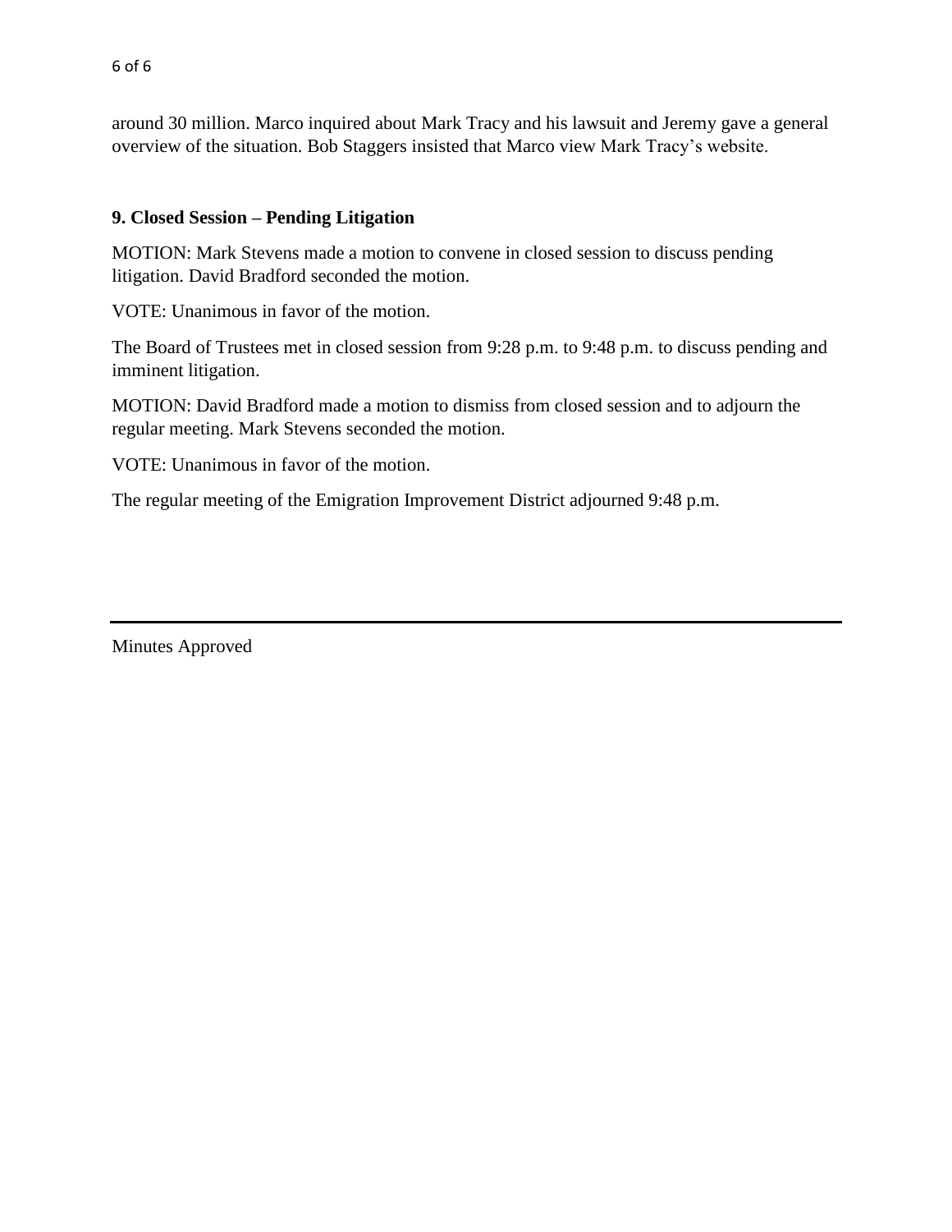around 30 million. Marco inquired about Mark Tracy and his lawsuit and Jeremy gave a general overview of the situation. Bob Staggers insisted that Marco view Mark Tracy's website.

**9. Closed Session – Pending Litigation**

MOTION: Mark Stevens made a motion to convene in closed session to discuss pending litigation. David Bradford seconded the motion.

VOTE: Unanimous in favor of the motion.

The Board of Trustees met in closed session from 9:28 p.m. to 9:48 p.m. to discuss pending and imminent litigation.

MOTION: David Bradford made a motion to dismiss from closed session and to adjourn the regular meeting. Mark Stevens seconded the motion.

VOTE: Unanimous in favor of the motion.

The regular meeting of the Emigration Improvement District adjourned 9:48 p.m.

---

Minutes Approved